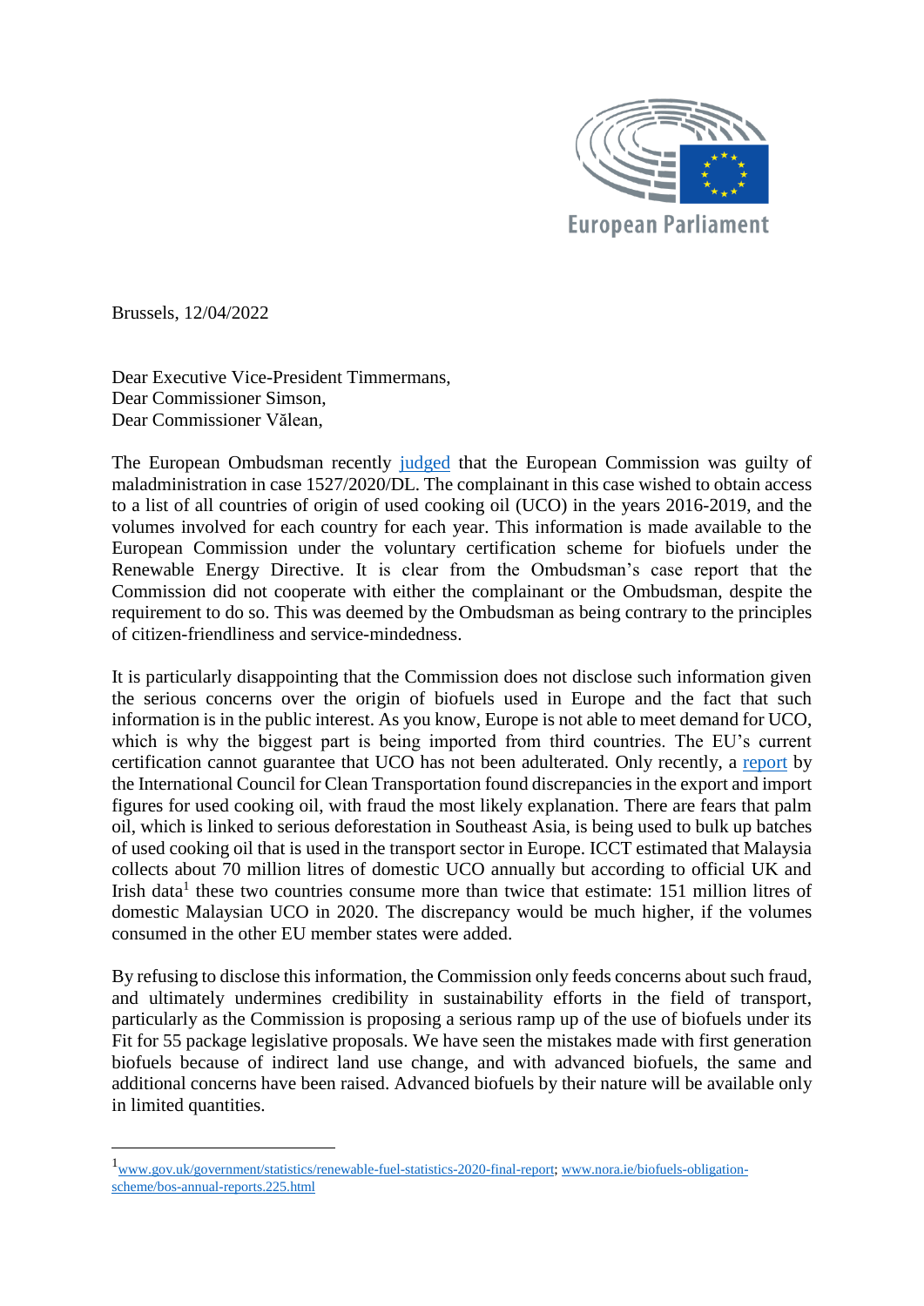European Parliament

Brussels, 12/04/2022

Dear Executive Vice-President Timmermans,
Dear Commissioner Simson,
Dear Commissioner Vălean,

The European Ombudsman recently judged that the European Commission was guilty of maladministration in case 1527/2020/DL. The complainant in this case wished to obtain access to a list of all countries of origin of used cooking oil (UCO) in the years 2016-2019, and the volumes involved for each country for each year. This information is made available to the European Commission under the voluntary certification scheme for biofuels under the Renewable Energy Directive. It is clear from the Ombudsman's case report that the Commission did not cooperate with either the complainant or the Ombudsman, despite the requirement to do so. This was deemed by the Ombudsman as being contrary to the principles of citizen-friendliness and service-mindedness.

It is particularly disappointing that the Commission does not disclose such information given the serious concerns over the origin of biofuels used in Europe and the fact that such information is in the public interest. As you know, Europe is not able to meet demand for UCO, which is why the biggest part is being imported from third countries. The EU's current certification cannot guarantee that UCO has not been adulterated. Only recently, a report by the International Council for Clean Transportation found discrepancies in the export and import figures for used cooking oil, with fraud the most likely explanation. There are fears that palm oil, which is linked to serious deforestation in Southeast Asia, is being used to bulk up batches of used cooking oil that is used in the transport sector in Europe. ICCT estimated that Malaysia collects about 70 million litres of domestic UCO annually but according to official UK and Irish data[1] these two countries consume more than twice that estimate: 151 million litres of domestic Malaysian UCO in 2020. The discrepancy would be much higher, if the volumes consumed in the other EU member states were added.

By refusing to disclose this information, the Commission only feeds concerns about such fraud, and ultimately undermines credibility in sustainability efforts in the field of transport, particularly as the Commission is proposing a serious ramp up of the use of biofuels under its Fit for 55 package legislative proposals. We have seen the mistakes made with first generation biofuels because of indirect land use change, and with advanced biofuels, the same and additional concerns have been raised. Advanced biofuels by their nature will be available only in limited quantities.

---

[1] www.gov.uk/government/statistics/renewable-fuel-statistics-2020-final-report; www.nora.ie/biofuels-obligation-scheme/bos-annual-reports.225.html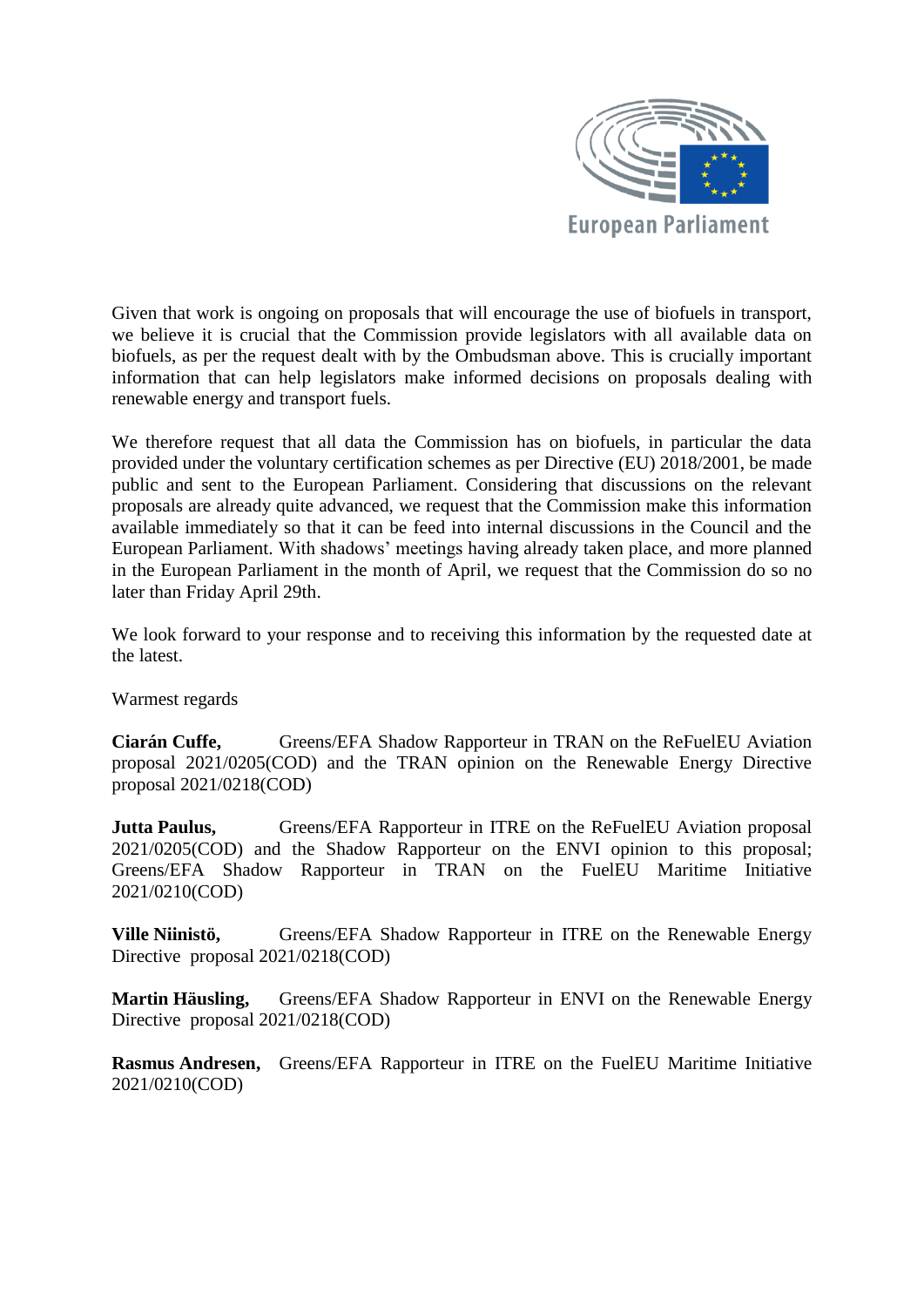Given that work is ongoing on proposals that will encourage the use of biofuels in transport, we believe it is crucial that the Commission provide legislators with all available data on biofuels, as per the request dealt with by the Ombudsman above. This is crucially important information that can help legislators make informed decisions on proposals dealing with renewable energy and transport fuels.

We therefore request that all data the Commission has on biofuels, in particular the data provided under the voluntary certification schemes as per Directive (EU) 2018/2001, be made public and sent to the European Parliament. Considering that discussions on the relevant proposals are already quite advanced, we request that the Commission make this information available immediately so that it can be feed into internal discussions in the Council and the European Parliament. With shadows' meetings having already taken place, and more planned in the European Parliament in the month of April, we request that the Commission do so no later than Friday April 29th.

We look forward to your response and to receiving this information by the requested date at the latest.

Warmest regards

**Ciarán Cuffe,** Greens/EFA Shadow Rapporteur in TRAN on the ReFuelEU Aviation proposal 2021/0205(COD) and the TRAN opinion on the Renewable Energy Directive proposal 2021/0218(COD)

**Jutta Paulus,** Greens/EFA Rapporteur in ITRE on the ReFuelEU Aviation proposal 2021/0205(COD) and the Shadow Rapporteur on the ENVI opinion to this proposal; Greens/EFA Shadow Rapporteur in TRAN on the FuelEU Maritime Initiative 2021/0210(COD)

**Ville Niinistö,** Greens/EFA Shadow Rapporteur in ITRE on the Renewable Energy Directive proposal 2021/0218(COD)

**Martin Häusling,** Greens/EFA Shadow Rapporteur in ENVI on the Renewable Energy Directive proposal 2021/0218(COD)

**Rasmus Andresen,** Greens/EFA Rapporteur in ITRE on the FuelEU Maritime Initiative 2021/0210(COD)